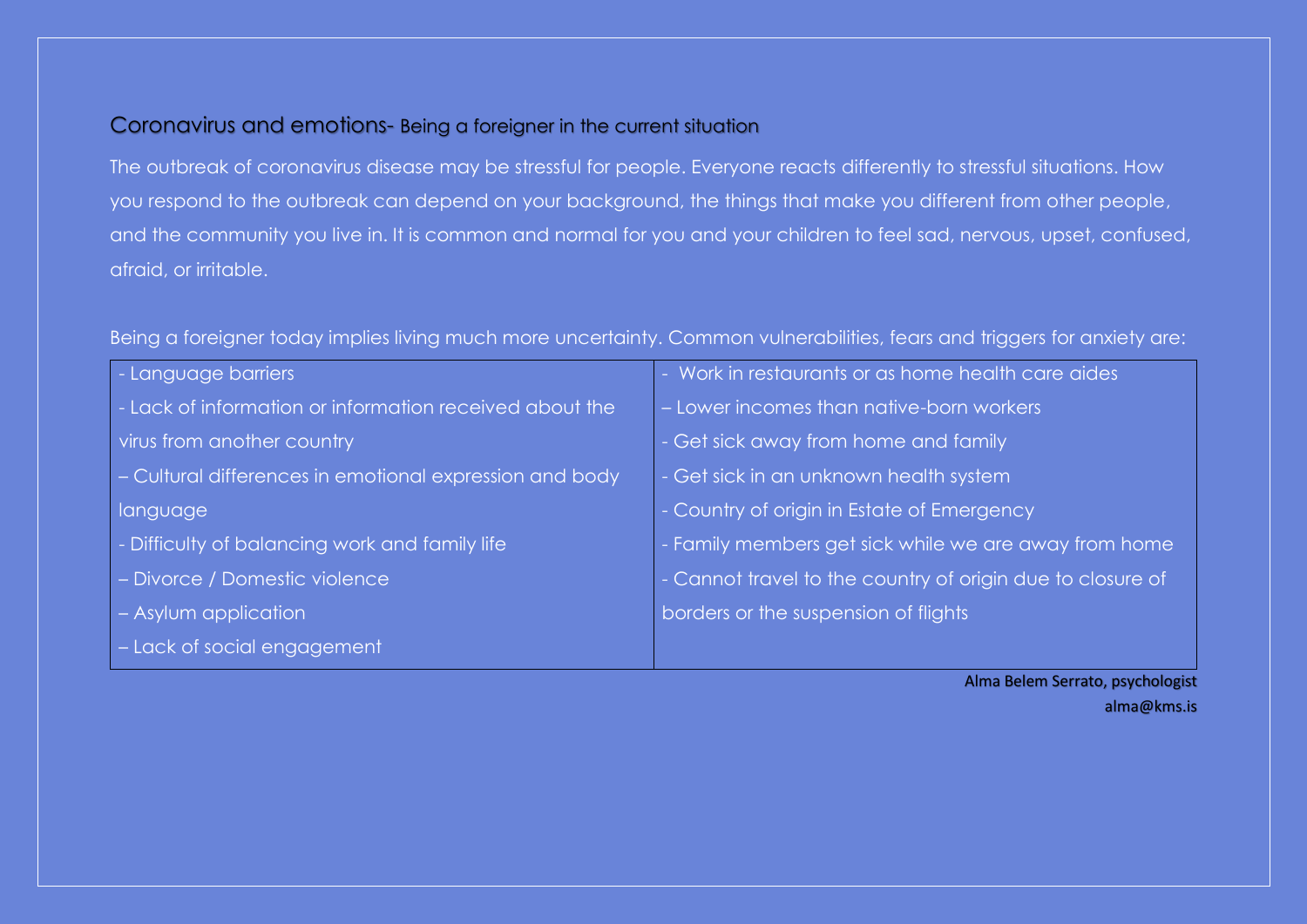## Coronavirus and emotions- Being a foreigner in the current situation

The outbreak of coronavirus disease may be stressful for people. Everyone reacts differently to stressful situations. How you respond to the outbreak can depend on your background, the things that make you different from other people, and the community you live in. It is common and normal for you and your children to feel sad, nervous, upset, confused, afraid, or irritable.

Being a foreigner today implies living much more uncertainty. Common vulnerabilities, fears and triggers for anxiety are:

| | |
|---|---|
| - Language barriers<br>- Lack of information or information received about the virus from another country<br>– Cultural differences in emotional expression and body language<br>- Difficulty of balancing work and family life<br>– Divorce / Domestic violence<br>– Asylum application<br>– Lack of social engagement | - Work in restaurants or as home health care aides<br>– Lower incomes than native-born workers<br>- Get sick away from home and family<br>- Get sick in an unknown health system<br>- Country of origin in Estate of Emergency<br>- Family members get sick while we are away from home<br>- Cannot travel to the country of origin due to closure of borders or the suspension of flights |

Alma Belem Serrato, psychologist
alma@kms.is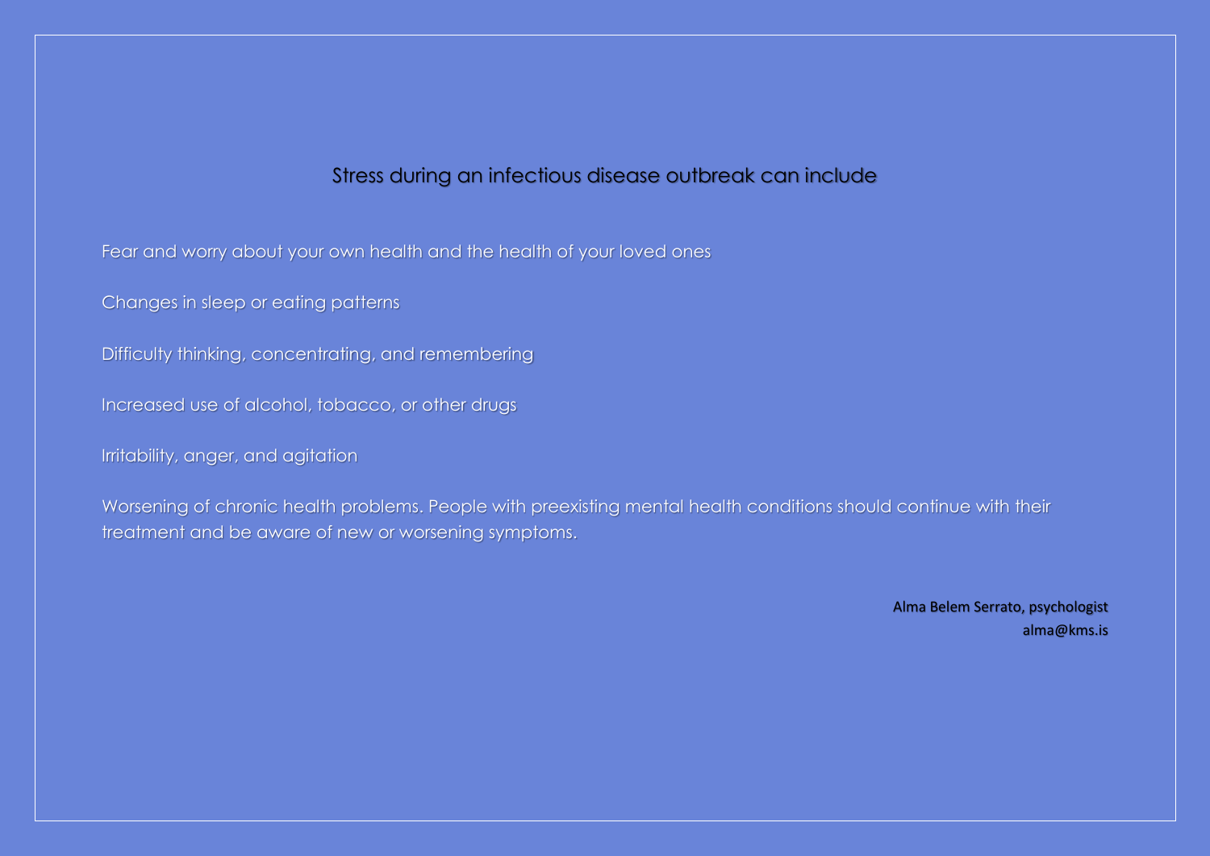## Stress during an infectious disease outbreak can include

Fear and worry about your own health and the health of your loved ones

Changes in sleep or eating patterns

Difficulty thinking, concentrating, and remembering

Increased use of alcohol, tobacco, or other drugs

Irritability, anger, and agitation

Worsening of chronic health problems. People with preexisting mental health conditions should continue with their treatment and be aware of new or worsening symptoms.

Alma Belem Serrato, psychologist
alma@kms.is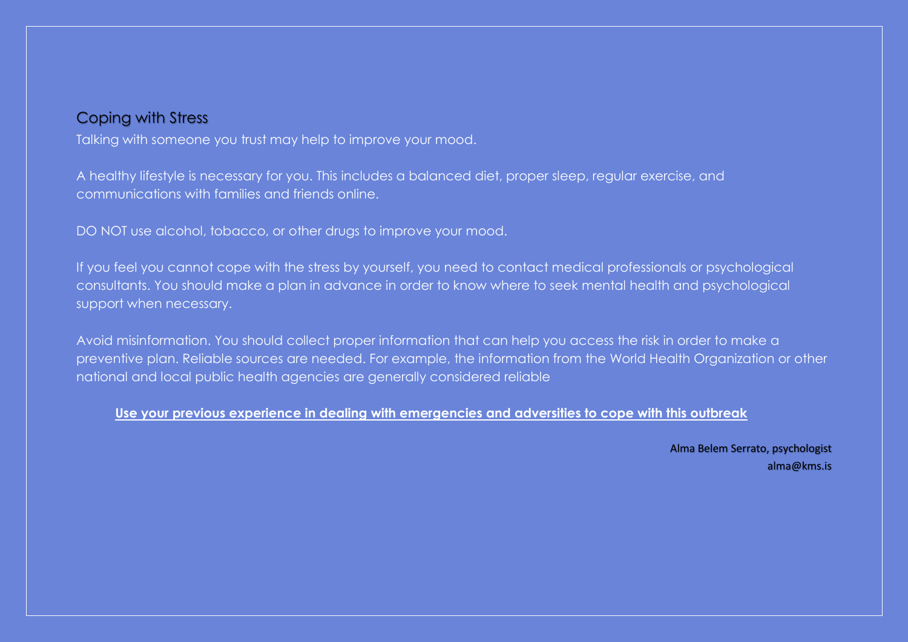## Coping with Stress

Talking with someone you trust may help to improve your mood.

A healthy lifestyle is necessary for you. This includes a balanced diet, proper sleep, regular exercise, and communications with families and friends online.

DO NOT use alcohol, tobacco, or other drugs to improve your mood.

If you feel you cannot cope with the stress by yourself, you need to contact medical professionals or psychological consultants. You should make a plan in advance in order to know where to seek mental health and psychological support when necessary.

Avoid misinformation. You should collect proper information that can help you access the risk in order to make a preventive plan. Reliable sources are needed. For example, the information from the World Health Organization or other national and local public health agencies are generally considered reliable

**Use your previous experience in dealing with emergencies and adversities to cope with this outbreak**

Alma Belem Serrato, psychologist
alma@kms.is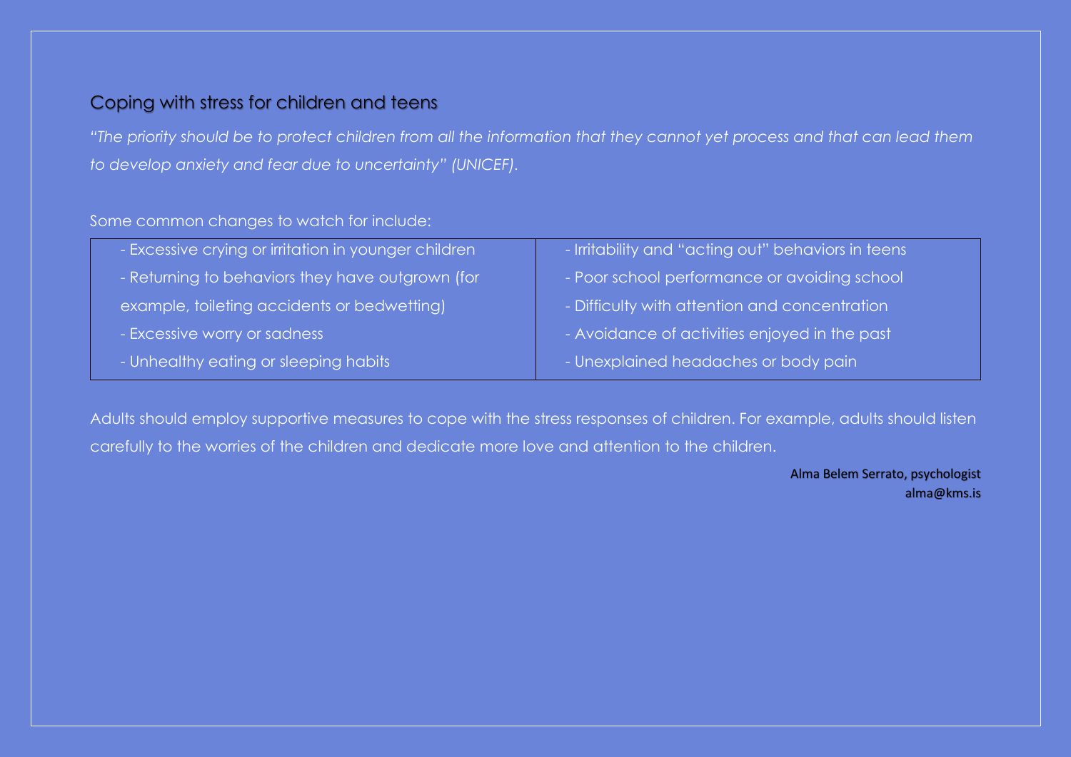## Coping with stress for children and teens

*"The priority should be to protect children from all the information that they cannot yet process and that can lead them to develop anxiety and fear due to uncertainty" (UNICEF).*

Some common changes to watch for include:

| | |
|---|---|
| - Excessive crying or irritation in younger children<br>- Returning to behaviors they have outgrown (for example, toileting accidents or bedwetting)<br>- Excessive worry or sadness<br>- Unhealthy eating or sleeping habits | - Irritability and "acting out" behaviors in teens<br>- Poor school performance or avoiding school<br>- Difficulty with attention and concentration<br>- Avoidance of activities enjoyed in the past<br>- Unexplained headaches or body pain |

Adults should employ supportive measures to cope with the stress responses of children. For example, adults should listen carefully to the worries of the children and dedicate more love and attention to the children.

Alma Belem Serrato, psychologist
alma@kms.is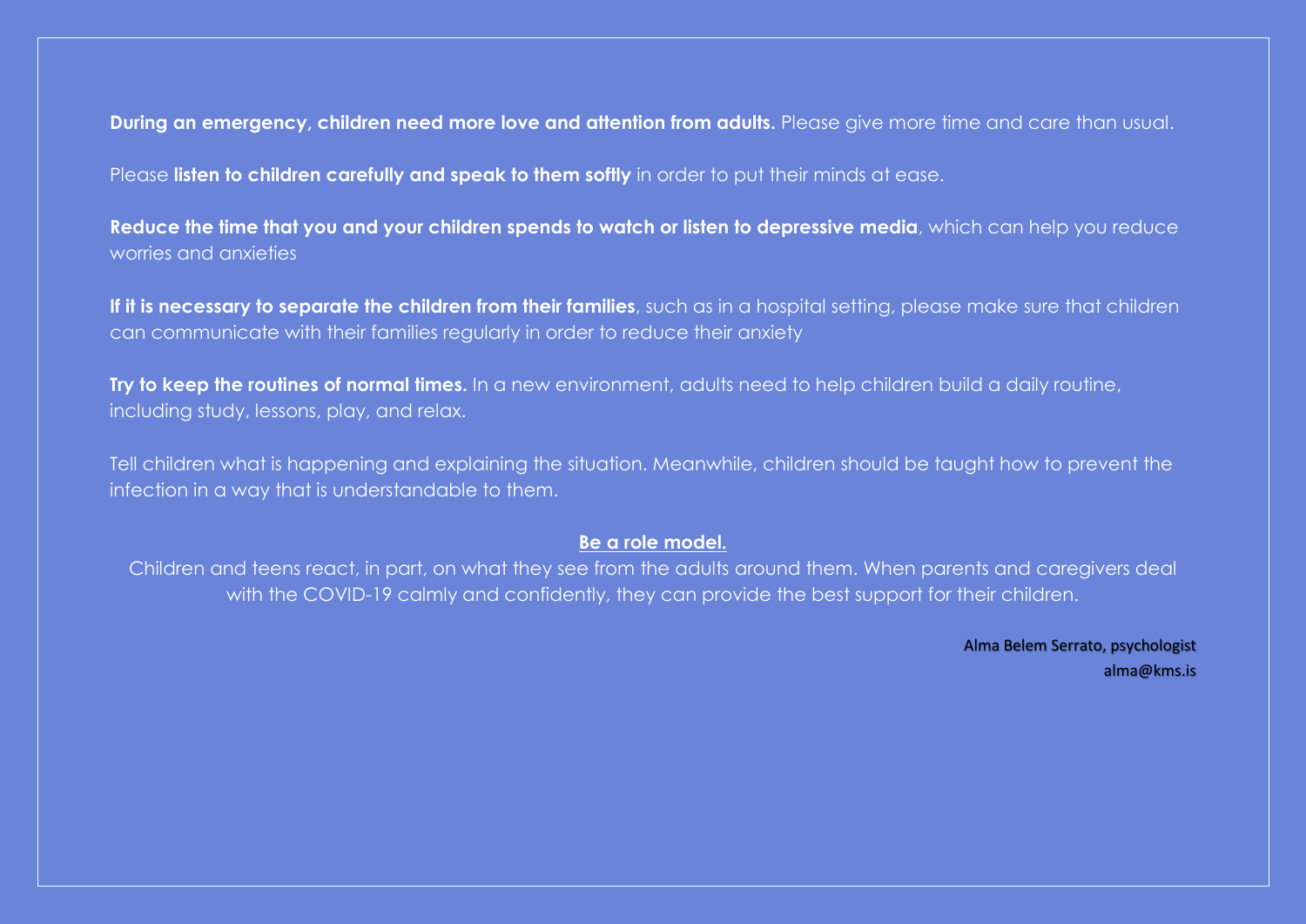**During an emergency, children need more love and attention from adults.** Please give more time and care than usual.

Please **listen to children carefully and speak to them softly** in order to put their minds at ease.

**Reduce the time that you and your children spends to watch or listen to depressive media**, which can help you reduce worries and anxieties

**If it is necessary to separate the children from their families**, such as in a hospital setting, please make sure that children can communicate with their families regularly in order to reduce their anxiety

**Try to keep the routines of normal times.** In a new environment, adults need to help children build a daily routine, including study, lessons, play, and relax.

Tell children what is happening and explaining the situation. Meanwhile, children should be taught how to prevent the infection in a way that is understandable to them.

**Be a role model.**

Children and teens react, in part, on what they see from the adults around them. When parents and caregivers deal with the COVID-19 calmly and confidently, they can provide the best support for their children.

Alma Belem Serrato, psychologist
alma@kms.is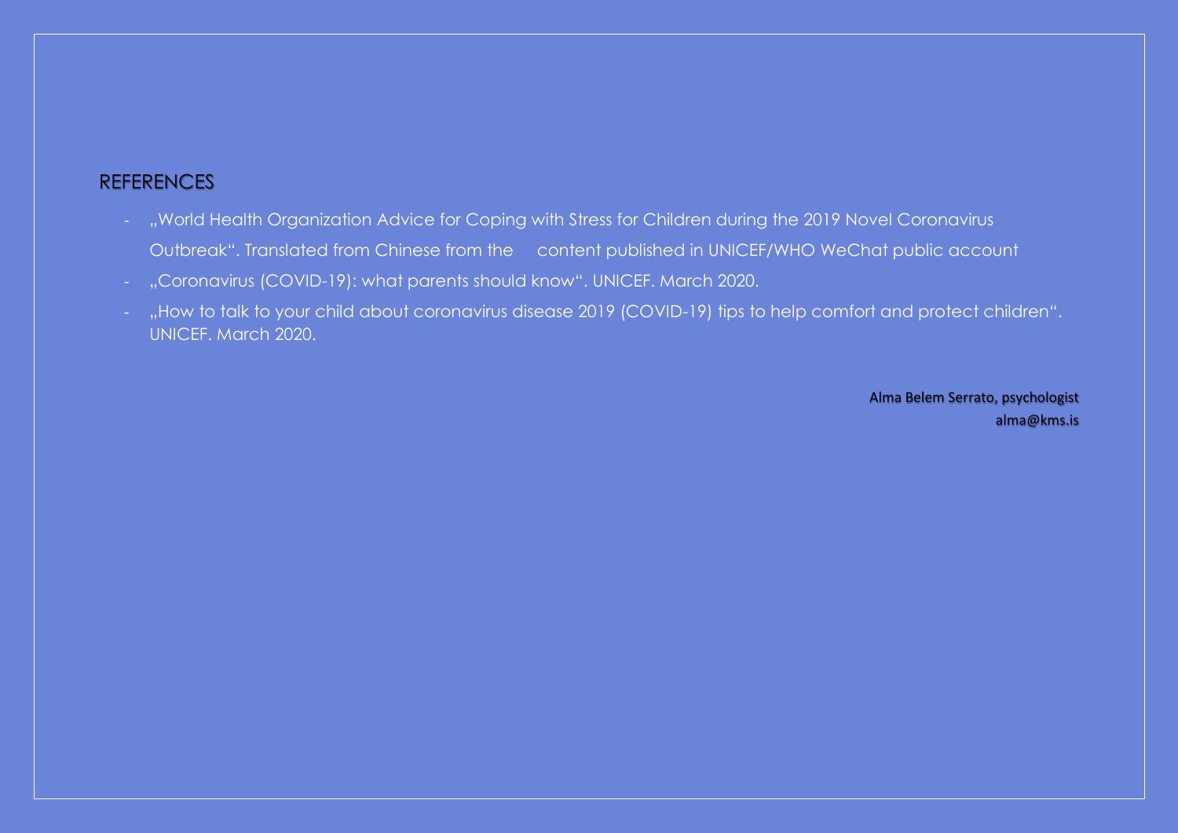## REFERENCES

- „World Health Organization Advice for Coping with Stress for Children during the 2019 Novel Coronavirus Outbreak“. Translated from Chinese from the content published in UNICEF/WHO WeChat public account
- „Coronavirus (COVID-19): what parents should know“. UNICEF. March 2020.
- „How to talk to your child about coronavirus disease 2019 (COVID-19) tips to help comfort and protect children“. UNICEF. March 2020.

Alma Belem Serrato, psychologist
alma@kms.is